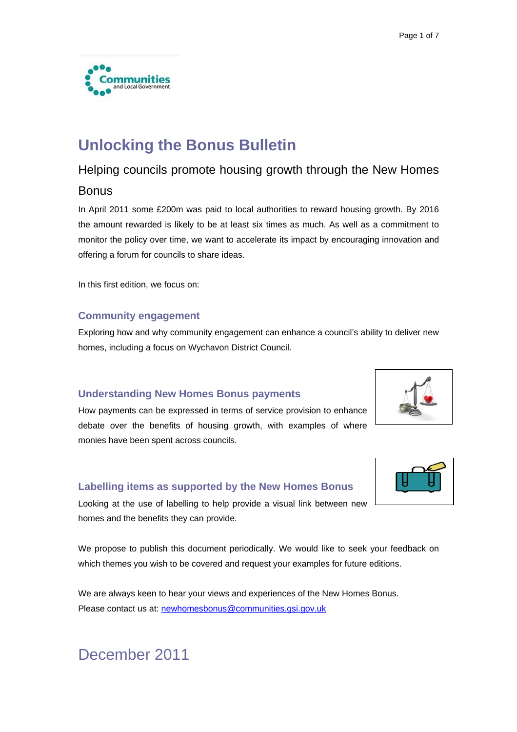Communities and Local Government

# Unlocking the Bonus Bulletin

## Helping councils promote housing growth through the New Homes Bonus

In April 2011 some £200m was paid to local authorities to reward housing growth. By 2016 the amount rewarded is likely to be at least six times as much. As well as a commitment to monitor the policy over time, we want to accelerate its impact by encouraging innovation and offering a forum for councils to share ideas.

In this first edition, we focus on:

### Community engagement

Exploring how and why community engagement can enhance a council's ability to deliver new homes, including a focus on Wychavon District Council.

### Understanding New Homes Bonus payments

How payments can be expressed in terms of service provision to enhance debate over the benefits of housing growth, with examples of where monies have been spent across councils.

### Labelling items as supported by the New Homes Bonus

Looking at the use of labelling to help provide a visual link between new homes and the benefits they can provide.

We propose to publish this document periodically. We would like to seek your feedback on which themes you wish to be covered and request your examples for future editions.

We are always keen to hear your views and experiences of the New Homes Bonus.
Please contact us at: newhomesbonus@communities.gsi.gov.uk

December 2011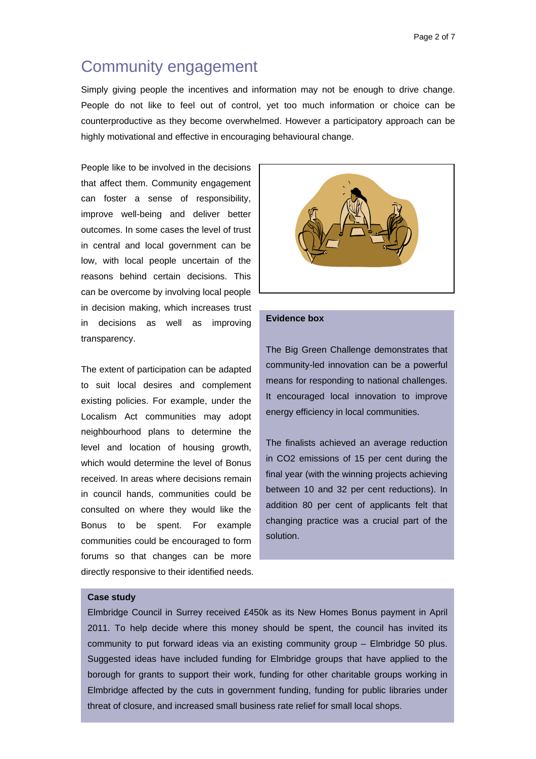# Community engagement

Simply giving people the incentives and information may not be enough to drive change. People do not like to feel out of control, yet too much information or choice can be counterproductive as they become overwhelmed. However a participatory approach can be highly motivational and effective in encouraging behavioural change.

People like to be involved in the decisions that affect them. Community engagement can foster a sense of responsibility, improve well-being and deliver better outcomes. In some cases the level of trust in central and local government can be low, with local people uncertain of the reasons behind certain decisions. This can be overcome by involving local people in decision making, which increases trust in decisions as well as improving transparency.

The extent of participation can be adapted to suit local desires and complement existing policies. For example, under the Localism Act communities may adopt neighbourhood plans to determine the level and location of housing growth, which would determine the level of Bonus received. In areas where decisions remain in council hands, communities could be consulted on where they would like the Bonus to be spent. For example communities could be encouraged to form forums so that changes can be more directly responsive to their identified needs.

**Evidence box**

The Big Green Challenge demonstrates that community-led innovation can be a powerful means for responding to national challenges. It encouraged local innovation to improve energy efficiency in local communities.

The finalists achieved an average reduction in $CO_2$ emissions of 15 per cent during the final year (with the winning projects achieving between 10 and 32 per cent reductions). In addition 80 per cent of applicants felt that changing practice was a crucial part of the solution.

**Case study**

Elmbridge Council in Surrey received £450k as its New Homes Bonus payment in April 2011. To help decide where this money should be spent, the council has invited its community to put forward ideas via an existing community group – Elmbridge 50 plus. Suggested ideas have included funding for Elmbridge groups that have applied to the borough for grants to support their work, funding for other charitable groups working in Elmbridge affected by the cuts in government funding, funding for public libraries under threat of closure, and increased small business rate relief for small local shops.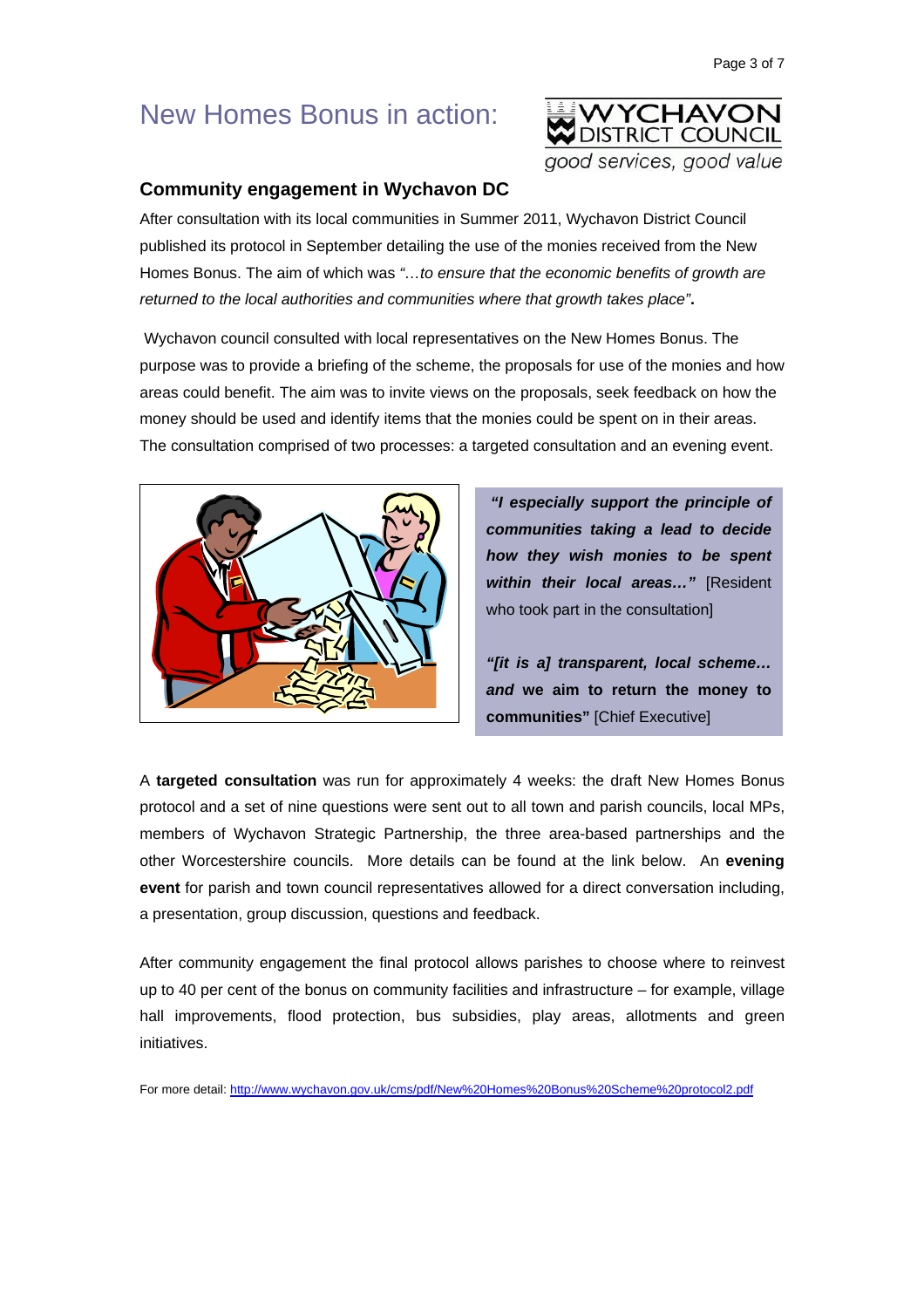# New Homes Bonus in action:

**WYCHAVON DISTRICT COUNCIL**
*good services, good value*

## Community engagement in Wychavon DC

After consultation with its local communities in Summer 2011, Wychavon District Council published its protocol in September detailing the use of the monies received from the New Homes Bonus. The aim of which was *"…to ensure that the economic benefits of growth are returned to the local authorities and communities where that growth takes place"*.

Wychavon council consulted with local representatives on the New Homes Bonus. The purpose was to provide a briefing of the scheme, the proposals for use of the monies and how areas could benefit. The aim was to invite views on the proposals, seek feedback on how the money should be used and identify items that the monies could be spent on in their areas. The consultation comprised of two processes: a targeted consultation and an evening event.

***"I especially support the principle of communities taking a lead to decide how they wish monies to be spent within their local areas…"*** [Resident who took part in the consultation]

***"[it is a] transparent, local scheme… and* we aim to return the money to communities"** [Chief Executive]

A **targeted consultation** was run for approximately 4 weeks: the draft New Homes Bonus protocol and a set of nine questions were sent out to all town and parish councils, local MPs, members of Wychavon Strategic Partnership, the three area-based partnerships and the other Worcestershire councils. More details can be found at the link below. An **evening event** for parish and town council representatives allowed for a direct conversation including, a presentation, group discussion, questions and feedback.

After community engagement the final protocol allows parishes to choose where to reinvest up to 40 per cent of the bonus on community facilities and infrastructure – for example, village hall improvements, flood protection, bus subsidies, play areas, allotments and green initiatives.

For more detail: http://www.wychavon.gov.uk/cms/pdf/New%20Homes%20Bonus%20Scheme%20protocol2.pdf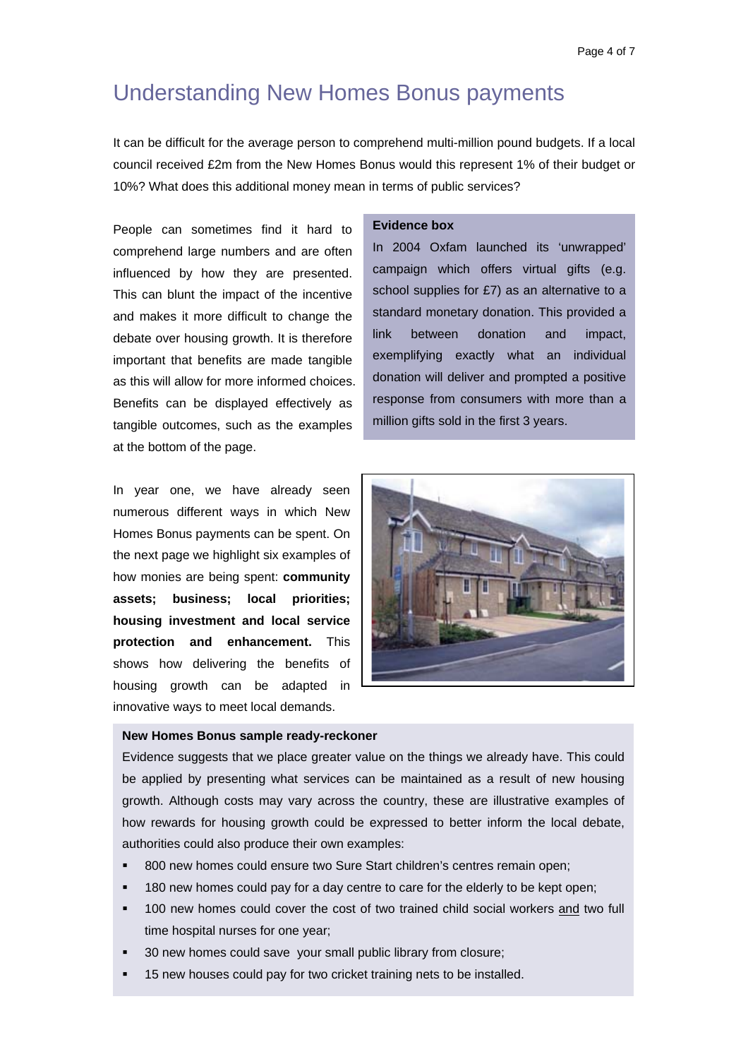# Understanding New Homes Bonus payments

It can be difficult for the average person to comprehend multi-million pound budgets. If a local council received £2m from the New Homes Bonus would this represent 1% of their budget or 10%? What does this additional money mean in terms of public services?

People can sometimes find it hard to comprehend large numbers and are often influenced by how they are presented. This can blunt the impact of the incentive and makes it more difficult to change the debate over housing growth. It is therefore important that benefits are made tangible as this will allow for more informed choices. Benefits can be displayed effectively as tangible outcomes, such as the examples at the bottom of the page.

**Evidence box**

In 2004 Oxfam launched its 'unwrapped' campaign which offers virtual gifts (e.g. school supplies for £7) as an alternative to a standard monetary donation. This provided a link between donation and impact, exemplifying exactly what an individual donation will deliver and prompted a positive response from consumers with more than a million gifts sold in the first 3 years.

In year one, we have already seen numerous different ways in which New Homes Bonus payments can be spent. On the next page we highlight six examples of how monies are being spent: **community assets; business; local priorities; housing investment and local service protection and enhancement.** This shows how delivering the benefits of housing growth can be adapted in innovative ways to meet local demands.

**New Homes Bonus sample ready-reckoner**

Evidence suggests that we place greater value on the things we already have. This could be applied by presenting what services can be maintained as a result of new housing growth. Although costs may vary across the country, these are illustrative examples of how rewards for housing growth could be expressed to better inform the local debate, authorities could also produce their own examples:

- 800 new homes could ensure two Sure Start children's centres remain open;
- 180 new homes could pay for a day centre to care for the elderly to be kept open;
- 100 new homes could cover the cost of two trained child social workers and two full time hospital nurses for one year;
- 30 new homes could save your small public library from closure;
- 15 new houses could pay for two cricket training nets to be installed.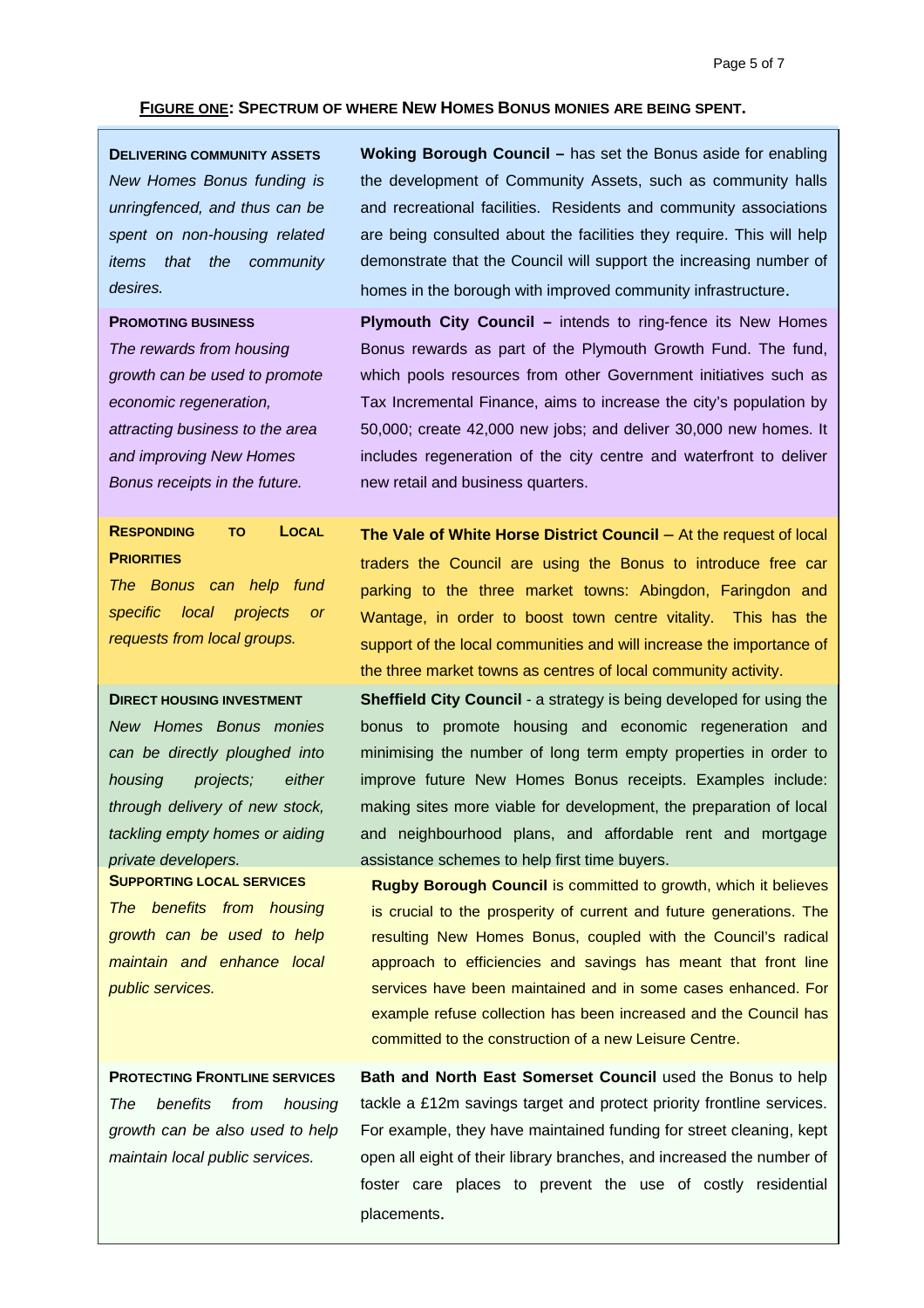**<u>FIGURE ONE</u>: SPECTRUM OF WHERE NEW HOMES BONUS MONIES ARE BEING SPENT.**

| | |
|---|---|
| **DELIVERING COMMUNITY ASSETS**<br>*New Homes Bonus funding is unringfenced, and thus can be spent on non-housing related items that the community desires.* | **Woking Borough Council –** has set the Bonus aside for enabling the development of Community Assets, such as community halls and recreational facilities. Residents and community associations are being consulted about the facilities they require. This will help demonstrate that the Council will support the increasing number of homes in the borough with improved community infrastructure. |
| **PROMOTING BUSINESS**<br>*The rewards from housing growth can be used to promote economic regeneration, attracting business to the area and improving New Homes Bonus receipts in the future.* | **Plymouth City Council –** intends to ring-fence its New Homes Bonus rewards as part of the Plymouth Growth Fund. The fund, which pools resources from other Government initiatives such as Tax Incremental Finance, aims to increase the city's population by 50,000; create 42,000 new jobs; and deliver 30,000 new homes. It includes regeneration of the city centre and waterfront to deliver new retail and business quarters. |
| **RESPONDING TO LOCAL PRIORITIES**<br>*The Bonus can help fund specific local projects or requests from local groups.* | **The Vale of White Horse District Council** – At the request of local traders the Council are using the Bonus to introduce free car parking to the three market towns: Abingdon, Faringdon and Wantage, in order to boost town centre vitality. This has the support of the local communities and will increase the importance of the three market towns as centres of local community activity. |
| **DIRECT HOUSING INVESTMENT**<br>*New Homes Bonus monies can be directly ploughed into housing projects; either through delivery of new stock, tackling empty homes or aiding private developers.* | **Sheffield City Council** - a strategy is being developed for using the bonus to promote housing and economic regeneration and minimising the number of long term empty properties in order to improve future New Homes Bonus receipts. Examples include: making sites more viable for development, the preparation of local and neighbourhood plans, and affordable rent and mortgage assistance schemes to help first time buyers. |
| **SUPPORTING LOCAL SERVICES**<br>*The benefits from housing growth can be used to help maintain and enhance local public services.* | **Rugby Borough Council** is committed to growth, which it believes is crucial to the prosperity of current and future generations. The resulting New Homes Bonus, coupled with the Council's radical approach to efficiencies and savings has meant that front line services have been maintained and in some cases enhanced. For example refuse collection has been increased and the Council has committed to the construction of a new Leisure Centre. |
| **PROTECTING FRONTLINE SERVICES**<br>*The benefits from housing growth can be also used to help maintain local public services.* | **Bath and North East Somerset Council** used the Bonus to help tackle a £12m savings target and protect priority frontline services. For example, they have maintained funding for street cleaning, kept open all eight of their library branches, and increased the number of foster care places to prevent the use of costly residential placements. |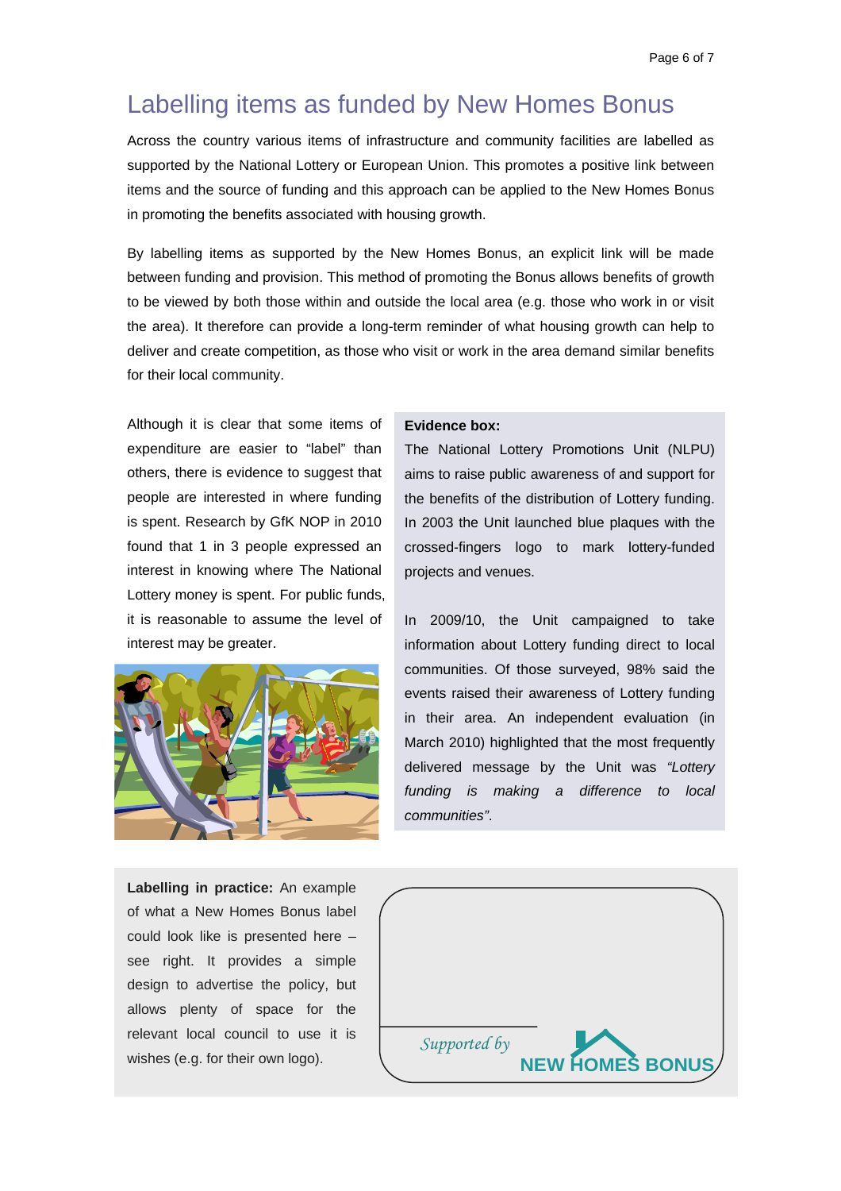# Labelling items as funded by New Homes Bonus

Across the country various items of infrastructure and community facilities are labelled as supported by the National Lottery or European Union. This promotes a positive link between items and the source of funding and this approach can be applied to the New Homes Bonus in promoting the benefits associated with housing growth.

By labelling items as supported by the New Homes Bonus, an explicit link will be made between funding and provision. This method of promoting the Bonus allows benefits of growth to be viewed by both those within and outside the local area (e.g. those who work in or visit the area). It therefore can provide a long-term reminder of what housing growth can help to deliver and create competition, as those who visit or work in the area demand similar benefits for their local community.

Although it is clear that some items of expenditure are easier to "label" than others, there is evidence to suggest that people are interested in where funding is spent. Research by GfK NOP in 2010 found that 1 in 3 people expressed an interest in knowing where The National Lottery money is spent. For public funds, it is reasonable to assume the level of interest may be greater.

**Evidence box:**

The National Lottery Promotions Unit (NLPU) aims to raise public awareness of and support for the benefits of the distribution of Lottery funding. In 2003 the Unit launched blue plaques with the crossed-fingers logo to mark lottery-funded projects and venues.

In 2009/10, the Unit campaigned to take information about Lottery funding direct to local communities. Of those surveyed, 98% said the events raised their awareness of Lottery funding in their area. An independent evaluation (in March 2010) highlighted that the most frequently delivered message by the Unit was *"Lottery funding is making a difference to local communities"*.

**Labelling in practice:** An example of what a New Homes Bonus label could look like is presented here – see right. It provides a simple design to advertise the policy, but allows plenty of space for the relevant local council to use it is wishes (e.g. for their own logo).

*Supported by* NEW HOMES BONUS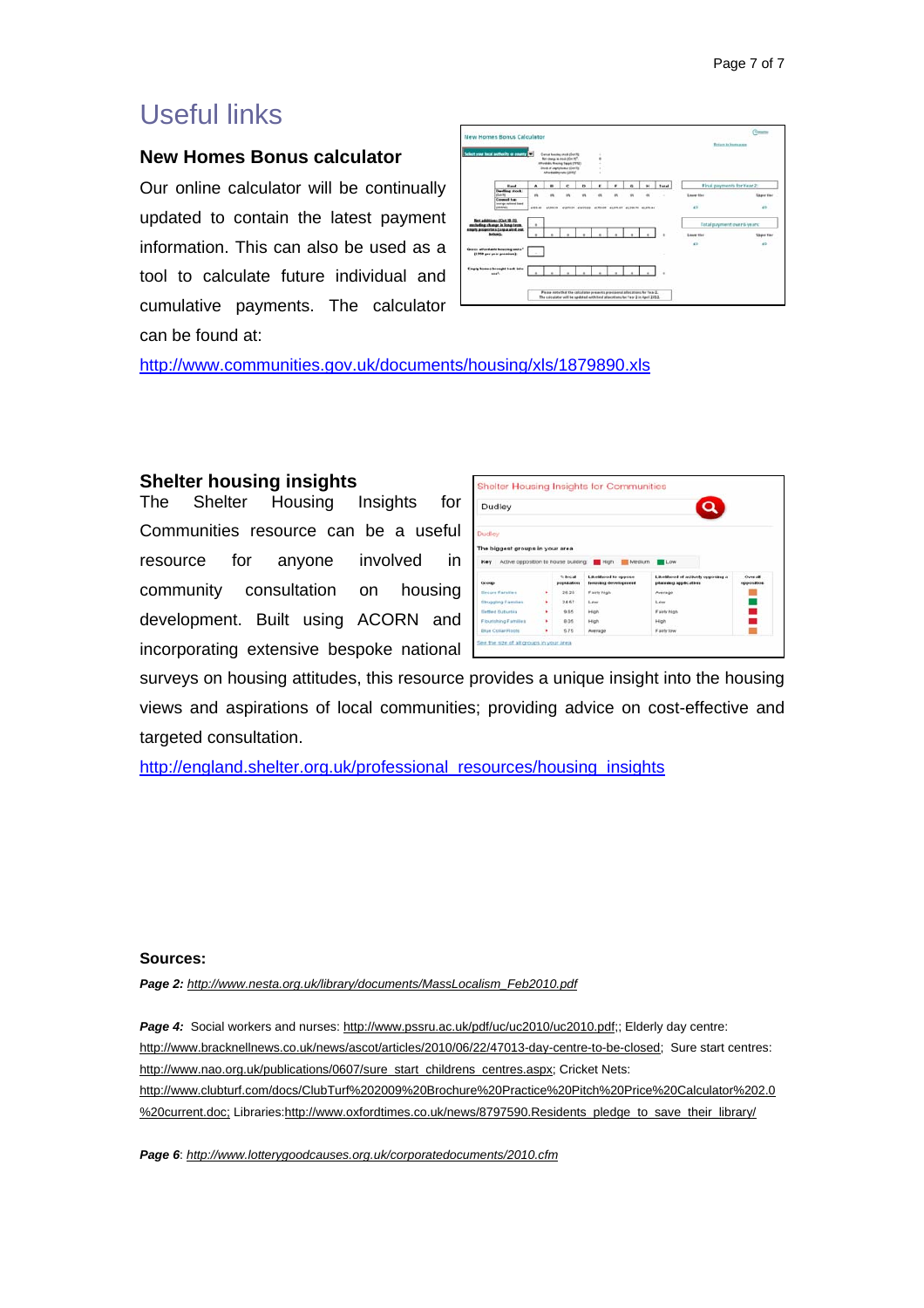# Useful links

### New Homes Bonus calculator

Our online calculator will be continually updated to contain the latest payment information. This can also be used as a tool to calculate future individual and cumulative payments. The calculator can be found at:

[http://www.communities.gov.uk/documents/housing/xls/1879890.xls](http://www.communities.gov.uk/documents/housing/xls/1879890.xls)

### Shelter housing insights

The Shelter Housing Insights for Communities resource can be a useful resource for anyone involved in community consultation on housing development. Built using ACORN and incorporating extensive bespoke national surveys on housing attitudes, this resource provides a unique insight into the housing views and aspirations of local communities; providing advice on cost-effective and targeted consultation.

[http://england.shelter.org.uk/professional_resources/housing_insights](http://england.shelter.org.uk/professional_resources/housing_insights)

**Sources:**

***Page 2:*** *http://www.nesta.org.uk/library/documents/MassLocalism_Feb2010.pdf*

***Page 4:*** Social workers and nurses: http://www.pssru.ac.uk/pdf/uc/uc2010/uc2010.pdf;; Elderly day centre: http://www.bracknellnews.co.uk/news/ascot/articles/2010/06/22/47013-day-centre-to-be-closed; Sure start centres: http://www.nao.org.uk/publications/0607/sure_start_childrens_centres.aspx; Cricket Nets: http://www.clubturf.com/docs/ClubTurf%202009%20Brochure%20Practice%20Pitch%20Price%20Calculator%202.0%20current.doc; Libraries:http://www.oxfordtimes.co.uk/news/8797590.Residents_pledge_to_save_their_library/

***Page 6***: *http://www.lotterygoodcauses.org.uk/corporatedocuments/2010.cfm*